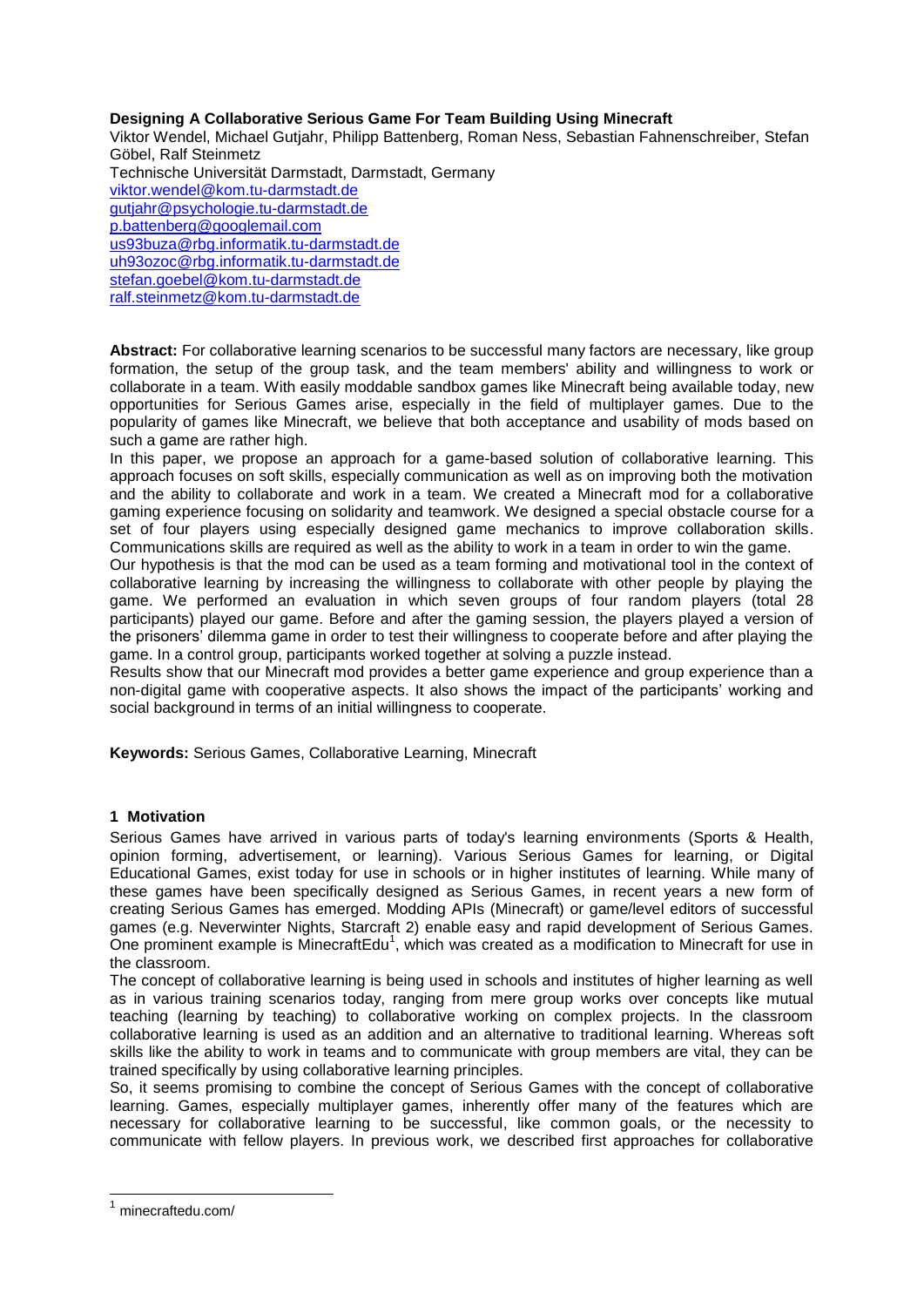# Designing A Collaborative Serious Game For Team Building Using Minecraft

Viktor Wendel, Michael Gutjahr, Philipp Battenberg, Roman Ness, Sebastian Fahnenschreiber, Stefan Göbel, Ralf Steinmetz

Technische Universität Darmstadt, Darmstadt, Germany

viktor.wendel@kom.tu-darmstadt.de
gutjahr@psychologie.tu-darmstadt.de
p.battenberg@googlemail.com
us93buza@rbg.informatik.tu-darmstadt.de
uh93ozoc@rbg.informatik.tu-darmstadt.de
stefan.goebel@kom.tu-darmstadt.de
ralf.steinmetz@kom.tu-darmstadt.de

**Abstract:** For collaborative learning scenarios to be successful many factors are necessary, like group formation, the setup of the group task, and the team members' ability and willingness to work or collaborate in a team. With easily moddable sandbox games like Minecraft being available today, new opportunities for Serious Games arise, especially in the field of multiplayer games. Due to the popularity of games like Minecraft, we believe that both acceptance and usability of mods based on such a game are rather high.

In this paper, we propose an approach for a game-based solution of collaborative learning. This approach focuses on soft skills, especially communication as well as on improving both the motivation and the ability to collaborate and work in a team. We created a Minecraft mod for a collaborative gaming experience focusing on solidarity and teamwork. We designed a special obstacle course for a set of four players using especially designed game mechanics to improve collaboration skills. Communications skills are required as well as the ability to work in a team in order to win the game.

Our hypothesis is that the mod can be used as a team forming and motivational tool in the context of collaborative learning by increasing the willingness to collaborate with other people by playing the game. We performed an evaluation in which seven groups of four random players (total 28 participants) played our game. Before and after the gaming session, the players played a version of the prisoners' dilemma game in order to test their willingness to cooperate before and after playing the game. In a control group, participants worked together at solving a puzzle instead.

Results show that our Minecraft mod provides a better game experience and group experience than a non-digital game with cooperative aspects. It also shows the impact of the participants' working and social background in terms of an initial willingness to cooperate.

**Keywords:** Serious Games, Collaborative Learning, Minecraft

## 1 Motivation

Serious Games have arrived in various parts of today's learning environments (Sports & Health, opinion forming, advertisement, or learning). Various Serious Games for learning, or Digital Educational Games, exist today for use in schools or in higher institutes of learning. While many of these games have been specifically designed as Serious Games, in recent years a new form of creating Serious Games has emerged. Modding APIs (Minecraft) or game/level editors of successful games (e.g. Neverwinter Nights, Starcraft 2) enable easy and rapid development of Serious Games. One prominent example is MinecraftEdu[1], which was created as a modification to Minecraft for use in the classroom.

The concept of collaborative learning is being used in schools and institutes of higher learning as well as in various training scenarios today, ranging from mere group works over concepts like mutual teaching (learning by teaching) to collaborative working on complex projects. In the classroom collaborative learning is used as an addition and an alternative to traditional learning. Whereas soft skills like the ability to work in teams and to communicate with group members are vital, they can be trained specifically by using collaborative learning principles.

So, it seems promising to combine the concept of Serious Games with the concept of collaborative learning. Games, especially multiplayer games, inherently offer many of the features which are necessary for collaborative learning to be successful, like common goals, or the necessity to communicate with fellow players. In previous work, we described first approaches for collaborative

[1] minecraftedu.com/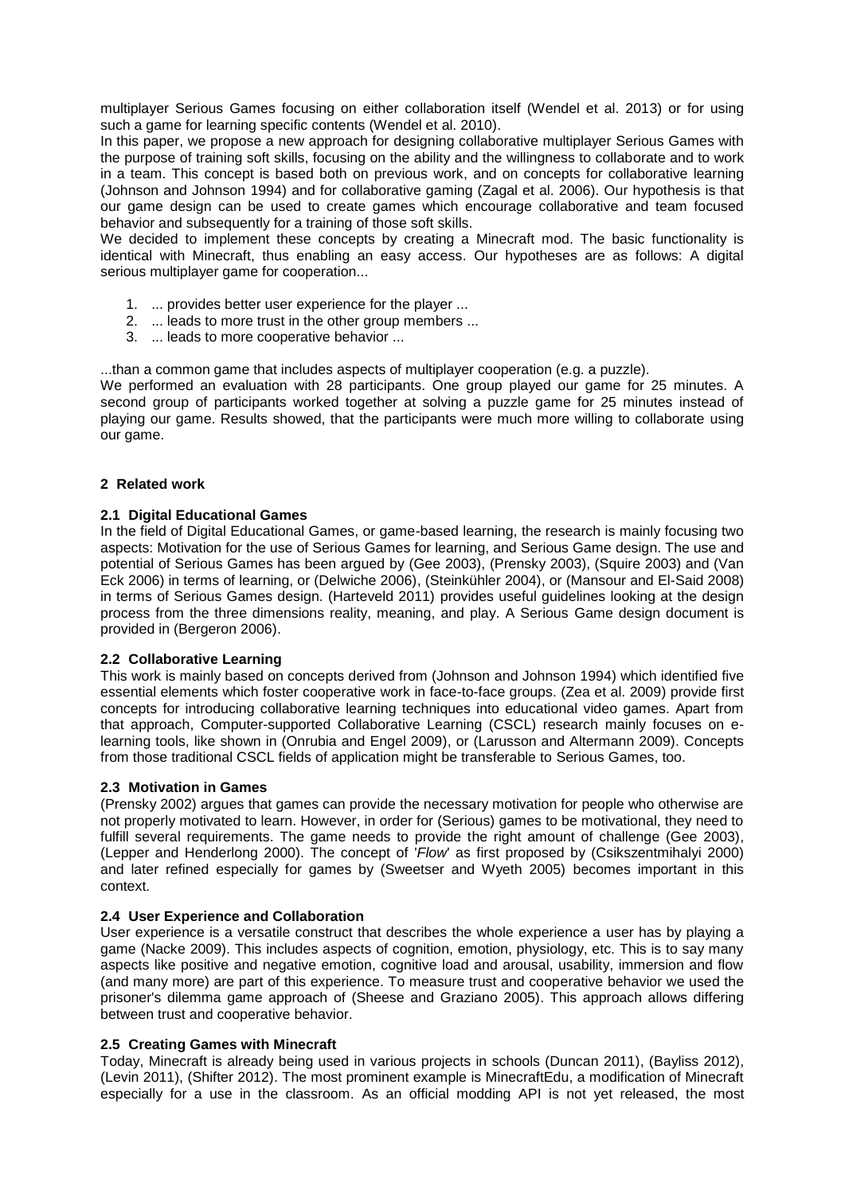multiplayer Serious Games focusing on either collaboration itself (Wendel et al. 2013) or for using such a game for learning specific contents (Wendel et al. 2010).

In this paper, we propose a new approach for designing collaborative multiplayer Serious Games with the purpose of training soft skills, focusing on the ability and the willingness to collaborate and to work in a team. This concept is based both on previous work, and on concepts for collaborative learning (Johnson and Johnson 1994) and for collaborative gaming (Zagal et al. 2006). Our hypothesis is that our game design can be used to create games which encourage collaborative and team focused behavior and subsequently for a training of those soft skills.

We decided to implement these concepts by creating a Minecraft mod. The basic functionality is identical with Minecraft, thus enabling an easy access. Our hypotheses are as follows: A digital serious multiplayer game for cooperation...

1. ... provides better user experience for the player ...
2. ... leads to more trust in the other group members ...
3. ... leads to more cooperative behavior ...

...than a common game that includes aspects of multiplayer cooperation (e.g. a puzzle).

We performed an evaluation with 28 participants. One group played our game for 25 minutes. A second group of participants worked together at solving a puzzle game for 25 minutes instead of playing our game. Results showed, that the participants were much more willing to collaborate using our game.

## 2 Related work

### 2.1 Digital Educational Games

In the field of Digital Educational Games, or game-based learning, the research is mainly focusing two aspects: Motivation for the use of Serious Games for learning, and Serious Game design. The use and potential of Serious Games has been argued by (Gee 2003), (Prensky 2003), (Squire 2003) and (Van Eck 2006) in terms of learning, or (Delwiche 2006), (Steinkühler 2004), or (Mansour and El-Said 2008) in terms of Serious Games design. (Harteveld 2011) provides useful guidelines looking at the design process from the three dimensions reality, meaning, and play. A Serious Game design document is provided in (Bergeron 2006).

### 2.2 Collaborative Learning

This work is mainly based on concepts derived from (Johnson and Johnson 1994) which identified five essential elements which foster cooperative work in face-to-face groups. (Zea et al. 2009) provide first concepts for introducing collaborative learning techniques into educational video games. Apart from that approach, Computer-supported Collaborative Learning (CSCL) research mainly focuses on e-learning tools, like shown in (Onrubia and Engel 2009), or (Larusson and Altermann 2009). Concepts from those traditional CSCL fields of application might be transferable to Serious Games, too.

### 2.3 Motivation in Games

(Prensky 2002) argues that games can provide the necessary motivation for people who otherwise are not properly motivated to learn. However, in order for (Serious) games to be motivational, they need to fulfill several requirements. The game needs to provide the right amount of challenge (Gee 2003), (Lepper and Henderlong 2000). The concept of '*Flow*' as first proposed by (Csikszentmihalyi 2000) and later refined especially for games by (Sweetser and Wyeth 2005) becomes important in this context.

### 2.4 User Experience and Collaboration

User experience is a versatile construct that describes the whole experience a user has by playing a game (Nacke 2009). This includes aspects of cognition, emotion, physiology, etc. This is to say many aspects like positive and negative emotion, cognitive load and arousal, usability, immersion and flow (and many more) are part of this experience. To measure trust and cooperative behavior we used the prisoner's dilemma game approach of (Sheese and Graziano 2005). This approach allows differing between trust and cooperative behavior.

### 2.5 Creating Games with Minecraft

Today, Minecraft is already being used in various projects in schools (Duncan 2011), (Bayliss 2012), (Levin 2011), (Shifter 2012). The most prominent example is MinecraftEdu, a modification of Minecraft especially for a use in the classroom. As an official modding API is not yet released, the most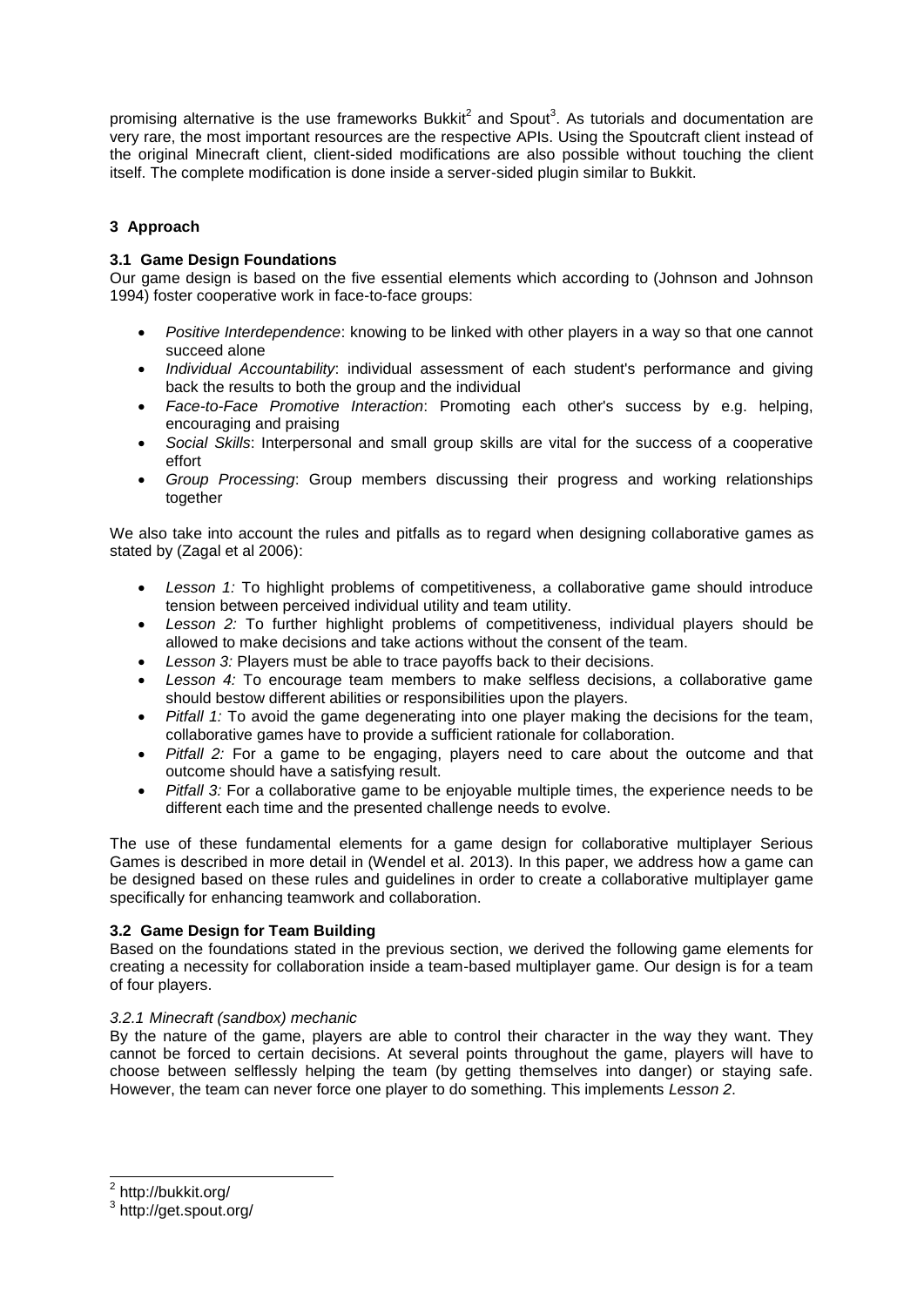promising alternative is the use frameworks Bukkit[2] and Spout[3]. As tutorials and documentation are very rare, the most important resources are the respective APIs. Using the Spoutcraft client instead of the original Minecraft client, client-sided modifications are also possible without touching the client itself. The complete modification is done inside a server-sided plugin similar to Bukkit.

## 3 Approach

### 3.1 Game Design Foundations

Our game design is based on the five essential elements which according to (Johnson and Johnson 1994) foster cooperative work in face-to-face groups:

- *Positive Interdependence*: knowing to be linked with other players in a way so that one cannot succeed alone
- *Individual Accountability*: individual assessment of each student's performance and giving back the results to both the group and the individual
- *Face-to-Face Promotive Interaction*: Promoting each other's success by e.g. helping, encouraging and praising
- *Social Skills*: Interpersonal and small group skills are vital for the success of a cooperative effort
- *Group Processing*: Group members discussing their progress and working relationships together

We also take into account the rules and pitfalls as to regard when designing collaborative games as stated by (Zagal et al 2006):

- *Lesson 1:* To highlight problems of competitiveness, a collaborative game should introduce tension between perceived individual utility and team utility.
- *Lesson 2:* To further highlight problems of competitiveness, individual players should be allowed to make decisions and take actions without the consent of the team.
- *Lesson 3:* Players must be able to trace payoffs back to their decisions.
- *Lesson 4:* To encourage team members to make selfless decisions, a collaborative game should bestow different abilities or responsibilities upon the players.
- *Pitfall 1:* To avoid the game degenerating into one player making the decisions for the team, collaborative games have to provide a sufficient rationale for collaboration.
- *Pitfall 2:* For a game to be engaging, players need to care about the outcome and that outcome should have a satisfying result.
- *Pitfall 3:* For a collaborative game to be enjoyable multiple times, the experience needs to be different each time and the presented challenge needs to evolve.

The use of these fundamental elements for a game design for collaborative multiplayer Serious Games is described in more detail in (Wendel et al. 2013). In this paper, we address how a game can be designed based on these rules and guidelines in order to create a collaborative multiplayer game specifically for enhancing teamwork and collaboration.

### 3.2 Game Design for Team Building

Based on the foundations stated in the previous section, we derived the following game elements for creating a necessity for collaboration inside a team-based multiplayer game. Our design is for a team of four players.

#### *3.2.1 Minecraft (sandbox) mechanic*

By the nature of the game, players are able to control their character in the way they want. They cannot be forced to certain decisions. At several points throughout the game, players will have to choose between selflessly helping the team (by getting themselves into danger) or staying safe. However, the team can never force one player to do something. This implements *Lesson 2*.

---

[2] http://bukkit.org/

[3] http://get.spout.org/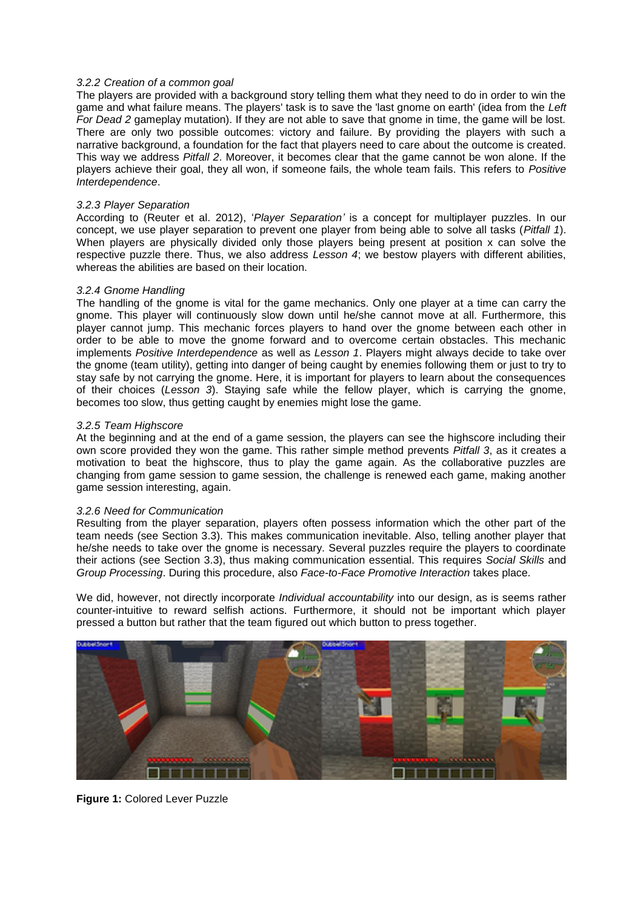*3.2.2 Creation of a common goal*

The players are provided with a background story telling them what they need to do in order to win the game and what failure means. The players' task is to save the 'last gnome on earth' (idea from the *Left For Dead 2* gameplay mutation). If they are not able to save that gnome in time, the game will be lost. There are only two possible outcomes: victory and failure. By providing the players with such a narrative background, a foundation for the fact that players need to care about the outcome is created. This way we address *Pitfall 2*. Moreover, it becomes clear that the game cannot be won alone. If the players achieve their goal, they all won, if someone fails, the whole team fails. This refers to *Positive Interdependence*.

*3.2.3 Player Separation*

According to (Reuter et al. 2012), '*Player Separation'* is a concept for multiplayer puzzles. In our concept, we use player separation to prevent one player from being able to solve all tasks (*Pitfall 1*). When players are physically divided only those players being present at position x can solve the respective puzzle there. Thus, we also address *Lesson 4*; we bestow players with different abilities, whereas the abilities are based on their location.

*3.2.4 Gnome Handling*

The handling of the gnome is vital for the game mechanics. Only one player at a time can carry the gnome. This player will continuously slow down until he/she cannot move at all. Furthermore, this player cannot jump. This mechanic forces players to hand over the gnome between each other in order to be able to move the gnome forward and to overcome certain obstacles. This mechanic implements *Positive Interdependence* as well as *Lesson 1*. Players might always decide to take over the gnome (team utility), getting into danger of being caught by enemies following them or just to try to stay safe by not carrying the gnome. Here, it is important for players to learn about the consequences of their choices (*Lesson 3*). Staying safe while the fellow player, which is carrying the gnome, becomes too slow, thus getting caught by enemies might lose the game.

*3.2.5 Team Highscore*

At the beginning and at the end of a game session, the players can see the highscore including their own score provided they won the game. This rather simple method prevents *Pitfall 3*, as it creates a motivation to beat the highscore, thus to play the game again. As the collaborative puzzles are changing from game session to game session, the challenge is renewed each game, making another game session interesting, again.

*3.2.6 Need for Communication*

Resulting from the player separation, players often possess information which the other part of the team needs (see Section 3.3). This makes communication inevitable. Also, telling another player that he/she needs to take over the gnome is necessary. Several puzzles require the players to coordinate their actions (see Section 3.3), thus making communication essential. This requires *Social Skills* and *Group Processing*. During this procedure, also *Face-to-Face Promotive Interaction* takes place.

We did, however, not directly incorporate *Individual accountability* into our design, as is seems rather counter-intuitive to reward selfish actions. Furthermore, it should not be important which player pressed a button but rather that the team figured out which button to press together.

**Figure 1:** Colored Lever Puzzle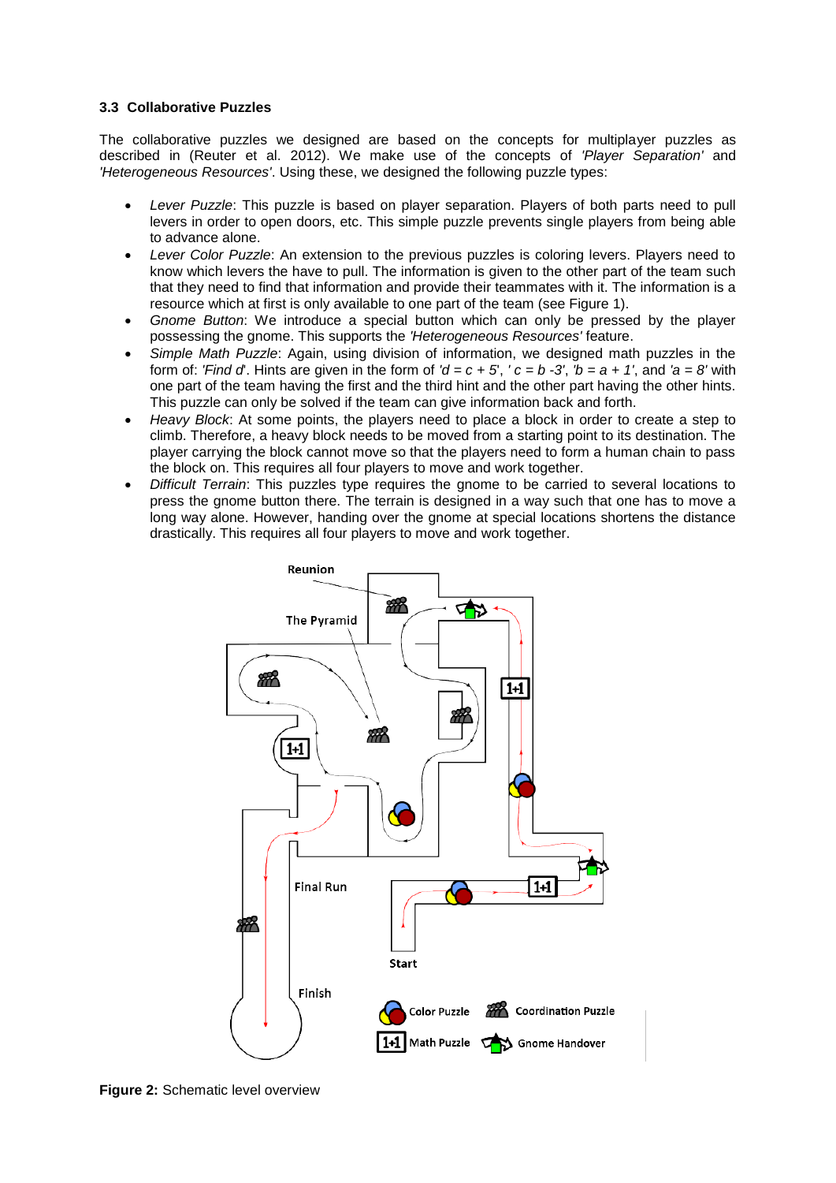### 3.3 Collaborative Puzzles

The collaborative puzzles we designed are based on the concepts for multiplayer puzzles as described in (Reuter et al. 2012). We make use of the concepts of *'Player Separation'* and *'Heterogeneous Resources'*. Using these, we designed the following puzzle types:

- *Lever Puzzle*: This puzzle is based on player separation. Players of both parts need to pull levers in order to open doors, etc. This simple puzzle prevents single players from being able to advance alone.
- *Lever Color Puzzle*: An extension to the previous puzzles is coloring levers. Players need to know which levers the have to pull. The information is given to the other part of the team such that they need to find that information and provide their teammates with it. The information is a resource which at first is only available to one part of the team (see Figure 1).
- *Gnome Button*: We introduce a special button which can only be pressed by the player possessing the gnome. This supports the *'Heterogeneous Resources'* feature.
- *Simple Math Puzzle*: Again, using division of information, we designed math puzzles in the form of: *'Find d'*. Hints are given in the form of *'d = c + 5'*, *' c = b -3'*, *'b = a + 1'*, and *'a = 8'* with one part of the team having the first and the third hint and the other part having the other hints. This puzzle can only be solved if the team can give information back and forth.
- *Heavy Block*: At some points, the players need to place a block in order to create a step to climb. Therefore, a heavy block needs to be moved from a starting point to its destination. The player carrying the block cannot move so that the players need to form a human chain to pass the block on. This requires all four players to move and work together.
- *Difficult Terrain*: This puzzles type requires the gnome to be carried to several locations to press the gnome button there. The terrain is designed in a way such that one has to move a long way alone. However, handing over the gnome at special locations shortens the distance drastically. This requires all four players to move and work together.

**Figure 2:** Schematic level overview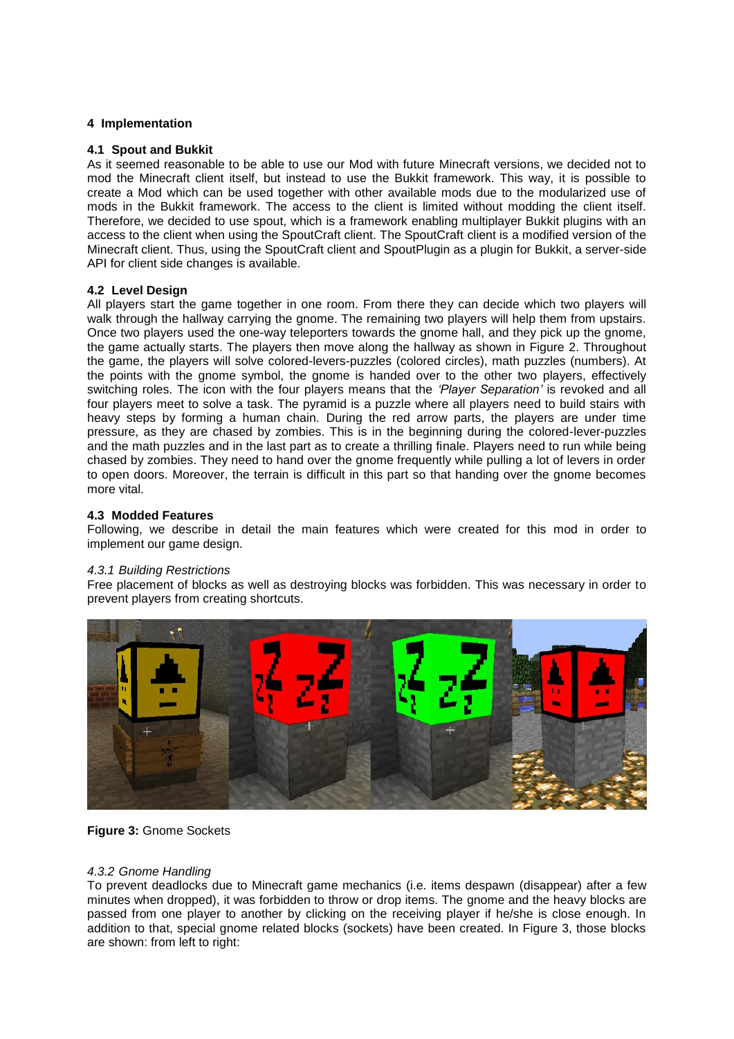## 4 Implementation

### 4.1 Spout and Bukkit

As it seemed reasonable to be able to use our Mod with future Minecraft versions, we decided not to mod the Minecraft client itself, but instead to use the Bukkit framework. This way, it is possible to create a Mod which can be used together with other available mods due to the modularized use of mods in the Bukkit framework. The access to the client is limited without modding the client itself. Therefore, we decided to use spout, which is a framework enabling multiplayer Bukkit plugins with an access to the client when using the SpoutCraft client. The SpoutCraft client is a modified version of the Minecraft client. Thus, using the SpoutCraft client and SpoutPlugin as a plugin for Bukkit, a server-side API for client side changes is available.

### 4.2 Level Design

All players start the game together in one room. From there they can decide which two players will walk through the hallway carrying the gnome. The remaining two players will help them from upstairs. Once two players used the one-way teleporters towards the gnome hall, and they pick up the gnome, the game actually starts. The players then move along the hallway as shown in Figure 2. Throughout the game, the players will solve colored-levers-puzzles (colored circles), math puzzles (numbers). At the points with the gnome symbol, the gnome is handed over to the other two players, effectively switching roles. The icon with the four players means that the *'Player Separation'* is revoked and all four players meet to solve a task. The pyramid is a puzzle where all players need to build stairs with heavy steps by forming a human chain. During the red arrow parts, the players are under time pressure, as they are chased by zombies. This is in the beginning during the colored-lever-puzzles and the math puzzles and in the last part as to create a thrilling finale. Players need to run while being chased by zombies. They need to hand over the gnome frequently while pulling a lot of levers in order to open doors. Moreover, the terrain is difficult in this part so that handing over the gnome becomes more vital.

### 4.3 Modded Features

Following, we describe in detail the main features which were created for this mod in order to implement our game design.

#### *4.3.1 Building Restrictions*

Free placement of blocks as well as destroying blocks was forbidden. This was necessary in order to prevent players from creating shortcuts.

**Figure 3:** Gnome Sockets

#### *4.3.2 Gnome Handling*

To prevent deadlocks due to Minecraft game mechanics (i.e. items despawn (disappear) after a few minutes when dropped), it was forbidden to throw or drop items. The gnome and the heavy blocks are passed from one player to another by clicking on the receiving player if he/she is close enough. In addition to that, special gnome related blocks (sockets) have been created. In Figure 3, those blocks are shown: from left to right: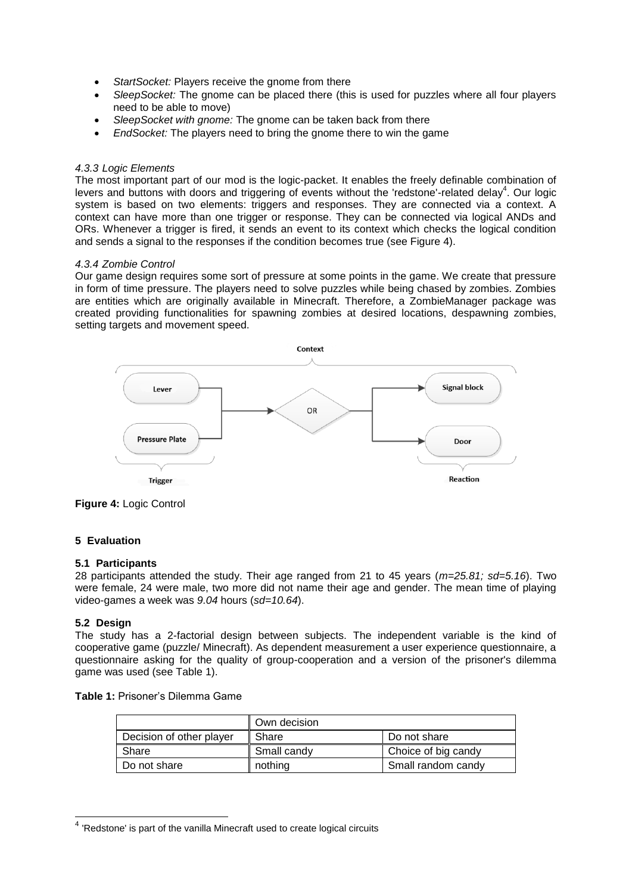- *StartSocket:* Players receive the gnome from there
- *SleepSocket:* The gnome can be placed there (this is used for puzzles where all four players need to be able to move)
- *SleepSocket with gnome:* The gnome can be taken back from there
- *EndSocket:* The players need to bring the gnome there to win the game

#### *4.3.3 Logic Elements*

The most important part of our mod is the logic-packet. It enables the freely definable combination of levers and buttons with doors and triggering of events without the 'redstone'-related delay[4]. Our logic system is based on two elements: triggers and responses. They are connected via a context. A context can have more than one trigger or response. They can be connected via logical ANDs and ORs. Whenever a trigger is fired, it sends an event to its context which checks the logical condition and sends a signal to the responses if the condition becomes true (see Figure 4).

#### *4.3.4 Zombie Control*

Our game design requires some sort of pressure at some points in the game. We create that pressure in form of time pressure. The players need to solve puzzles while being chased by zombies. Zombies are entities which are originally available in Minecraft. Therefore, a ZombieManager package was created providing functionalities for spawning zombies at desired locations, despawning zombies, setting targets and movement speed.

Context

Lever → OR → Signal block

Pressure Plate → OR → Door

Trigger — Reaction

**Figure 4:** Logic Control

## 5 Evaluation

### 5.1 Participants

28 participants attended the study. Their age ranged from 21 to 45 years (*m=25.81; sd=5.16*). Two were female, 24 were male, two more did not name their age and gender. The mean time of playing video-games a week was *9.04* hours (*sd=10.64*).

### 5.2 Design

The study has a 2-factorial design between subjects. The independent variable is the kind of cooperative game (puzzle/ Minecraft). As dependent measurement a user experience questionnaire, a questionnaire asking for the quality of group-cooperation and a version of the prisoner's dilemma game was used (see Table 1).

**Table 1:** Prisoner's Dilemma Game

| | Own decision | |
|---|---|---|
| Decision of other player | Share | Do not share |
| Share | Small candy | Choice of big candy |
| Do not share | nothing | Small random candy |

[4] 'Redstone' is part of the vanilla Minecraft used to create logical circuits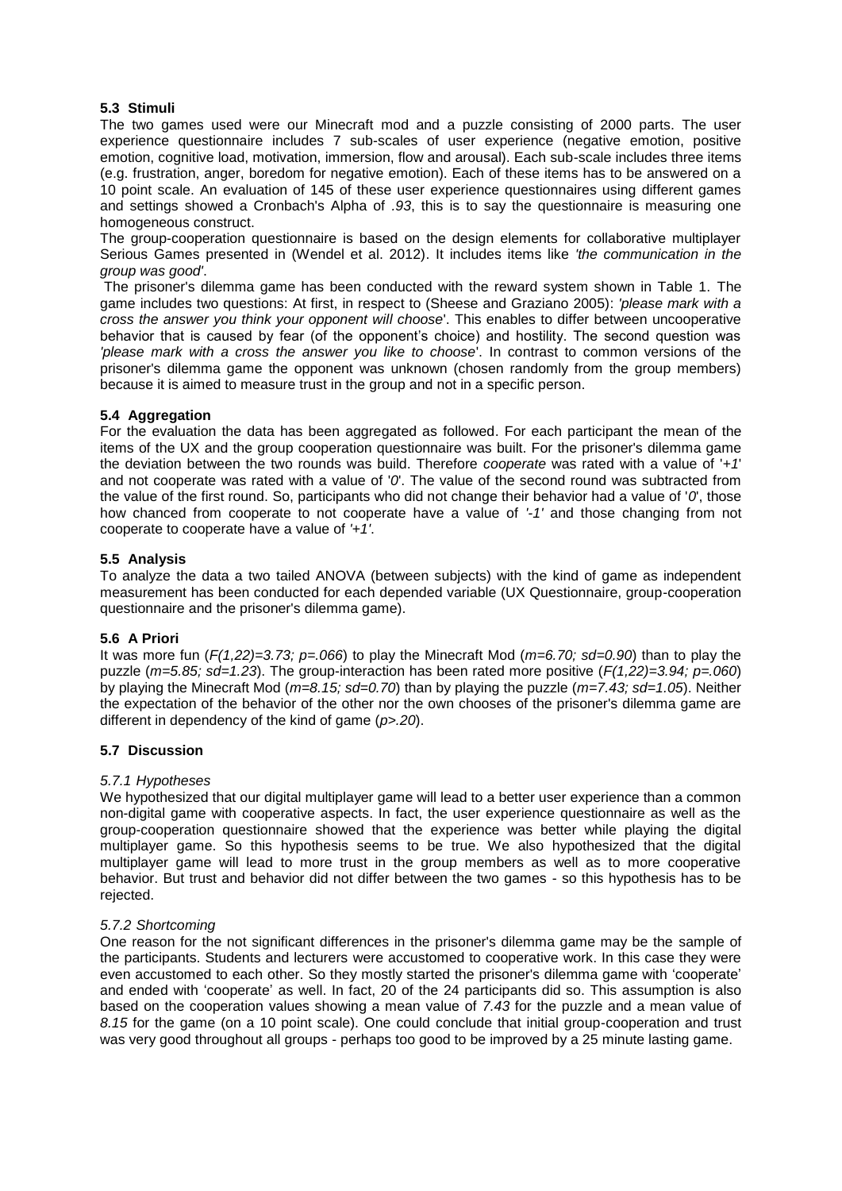### 5.3 Stimuli

The two games used were our Minecraft mod and a puzzle consisting of 2000 parts. The user experience questionnaire includes 7 sub-scales of user experience (negative emotion, positive emotion, cognitive load, motivation, immersion, flow and arousal). Each sub-scale includes three items (e.g. frustration, anger, boredom for negative emotion). Each of these items has to be answered on a 10 point scale. An evaluation of 145 of these user experience questionnaires using different games and settings showed a Cronbach's Alpha of *.93*, this is to say the questionnaire is measuring one homogeneous construct.

The group-cooperation questionnaire is based on the design elements for collaborative multiplayer Serious Games presented in (Wendel et al. 2012). It includes items like *'the communication in the group was good'*.

The prisoner's dilemma game has been conducted with the reward system shown in Table 1. The game includes two questions: At first, in respect to (Sheese and Graziano 2005): *'please mark with a cross the answer you think your opponent will choose*'. This enables to differ between uncooperative behavior that is caused by fear (of the opponent's choice) and hostility. The second question was *'please mark with a cross the answer you like to choose*'. In contrast to common versions of the prisoner's dilemma game the opponent was unknown (chosen randomly from the group members) because it is aimed to measure trust in the group and not in a specific person.

### 5.4 Aggregation

For the evaluation the data has been aggregated as followed. For each participant the mean of the items of the UX and the group cooperation questionnaire was built. For the prisoner's dilemma game the deviation between the two rounds was build. Therefore *cooperate* was rated with a value of '*+1*' and not cooperate was rated with a value of '*0*'. The value of the second round was subtracted from the value of the first round. So, participants who did not change their behavior had a value of '*0*', those how chanced from cooperate to not cooperate have a value of *'-1'* and those changing from not cooperate to cooperate have a value of *'+1'*.

### 5.5 Analysis

To analyze the data a two tailed ANOVA (between subjects) with the kind of game as independent measurement has been conducted for each depended variable (UX Questionnaire, group-cooperation questionnaire and the prisoner's dilemma game).

### 5.6 A Priori

It was more fun ($F(1,22)=3.73; p=.066$) to play the Minecraft Mod ($m=6.70; sd=0.90$) than to play the puzzle ($m=5.85; sd=1.23$). The group-interaction has been rated more positive ($F(1,22)=3.94; p=.060$) by playing the Minecraft Mod ($m=8.15; sd=0.70$) than by playing the puzzle ($m=7.43; sd=1.05$). Neither the expectation of the behavior of the other nor the own chooses of the prisoner's dilemma game are different in dependency of the kind of game ($p>.20$).

### 5.7 Discussion

#### *5.7.1 Hypotheses*

We hypothesized that our digital multiplayer game will lead to a better user experience than a common non-digital game with cooperative aspects. In fact, the user experience questionnaire as well as the group-cooperation questionnaire showed that the experience was better while playing the digital multiplayer game. So this hypothesis seems to be true. We also hypothesized that the digital multiplayer game will lead to more trust in the group members as well as to more cooperative behavior. But trust and behavior did not differ between the two games - so this hypothesis has to be rejected.

#### *5.7.2 Shortcoming*

One reason for the not significant differences in the prisoner's dilemma game may be the sample of the participants. Students and lecturers were accustomed to cooperative work. In this case they were even accustomed to each other. So they mostly started the prisoner's dilemma game with 'cooperate' and ended with 'cooperate' as well. In fact, 20 of the 24 participants did so. This assumption is also based on the cooperation values showing a mean value of *7.43* for the puzzle and a mean value of *8.15* for the game (on a 10 point scale). One could conclude that initial group-cooperation and trust was very good throughout all groups - perhaps too good to be improved by a 25 minute lasting game.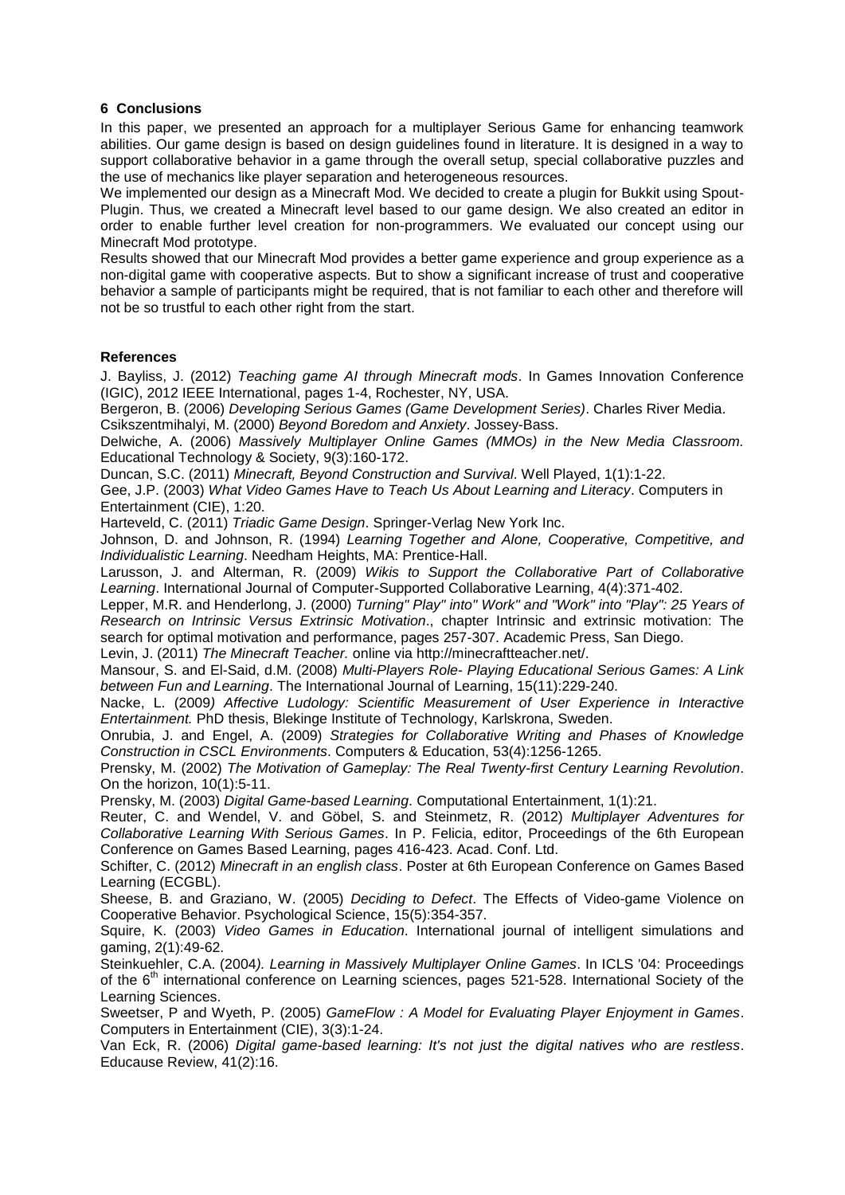## 6 Conclusions

In this paper, we presented an approach for a multiplayer Serious Game for enhancing teamwork abilities. Our game design is based on design guidelines found in literature. It is designed in a way to support collaborative behavior in a game through the overall setup, special collaborative puzzles and the use of mechanics like player separation and heterogeneous resources.

We implemented our design as a Minecraft Mod. We decided to create a plugin for Bukkit using Spout-Plugin. Thus, we created a Minecraft level based to our game design. We also created an editor in order to enable further level creation for non-programmers. We evaluated our concept using our Minecraft Mod prototype.

Results showed that our Minecraft Mod provides a better game experience and group experience as a non-digital game with cooperative aspects. But to show a significant increase of trust and cooperative behavior a sample of participants might be required, that is not familiar to each other and therefore will not be so trustful to each other right from the start.

### References

J. Bayliss, J. (2012) *Teaching game AI through Minecraft mods*. In Games Innovation Conference (IGIC), 2012 IEEE International, pages 1-4, Rochester, NY, USA.

Bergeron, B. (2006) *Developing Serious Games (Game Development Series)*. Charles River Media.

Csikszentmihalyi, M. (2000) *Beyond Boredom and Anxiety*. Jossey-Bass.

Delwiche, A. (2006) *Massively Multiplayer Online Games (MMOs) in the New Media Classroom.* Educational Technology & Society, 9(3):160-172.

Duncan, S.C. (2011) *Minecraft, Beyond Construction and Survival*. Well Played, 1(1):1-22.

Gee, J.P. (2003) *What Video Games Have to Teach Us About Learning and Literacy*. Computers in Entertainment (CIE), 1:20.

Harteveld, C. (2011) *Triadic Game Design*. Springer-Verlag New York Inc.

Johnson, D. and Johnson, R. (1994) *Learning Together and Alone, Cooperative, Competitive, and Individualistic Learning*. Needham Heights, MA: Prentice-Hall.

Larusson, J. and Alterman, R. (2009) *Wikis to Support the Collaborative Part of Collaborative Learning*. International Journal of Computer-Supported Collaborative Learning, 4(4):371-402.

Lepper, M.R. and Henderlong, J. (2000) *Turning" Play" into" Work" and "Work" into "Play": 25 Years of Research on Intrinsic Versus Extrinsic Motivation*., chapter Intrinsic and extrinsic motivation: The search for optimal motivation and performance, pages 257-307. Academic Press, San Diego.

Levin, J. (2011) *The Minecraft Teacher.* online via http://minecraftteacher.net/.

Mansour, S. and El-Said, d.M. (2008) *Multi-Players Role- Playing Educational Serious Games: A Link between Fun and Learning*. The International Journal of Learning, 15(11):229-240.

Nacke, L. (2009*) Affective Ludology: Scientific Measurement of User Experience in Interactive Entertainment.* PhD thesis, Blekinge Institute of Technology, Karlskrona, Sweden.

Onrubia, J. and Engel, A. (2009) *Strategies for Collaborative Writing and Phases of Knowledge Construction in CSCL Environments*. Computers & Education, 53(4):1256-1265.

Prensky, M. (2002) *The Motivation of Gameplay: The Real Twenty-first Century Learning Revolution*. On the horizon, 10(1):5-11.

Prensky, M. (2003) *Digital Game-based Learning*. Computational Entertainment, 1(1):21.

Reuter, C. and Wendel, V. and Göbel, S. and Steinmetz, R. (2012) *Multiplayer Adventures for Collaborative Learning With Serious Games*. In P. Felicia, editor, Proceedings of the 6th European Conference on Games Based Learning, pages 416-423. Acad. Conf. Ltd.

Schifter, C. (2012) *Minecraft in an english class*. Poster at 6th European Conference on Games Based Learning (ECGBL).

Sheese, B. and Graziano, W. (2005) *Deciding to Defect*. The Effects of Video-game Violence on Cooperative Behavior. Psychological Science, 15(5):354-357.

Squire, K. (2003) *Video Games in Education*. International journal of intelligent simulations and gaming, 2(1):49-62.

Steinkuehler, C.A. (2004*). Learning in Massively Multiplayer Online Games*. In ICLS '04: Proceedings of the 6th international conference on Learning sciences, pages 521-528. International Society of the Learning Sciences.

Sweetser, P and Wyeth, P. (2005) *GameFlow : A Model for Evaluating Player Enjoyment in Games*. Computers in Entertainment (CIE), 3(3):1-24.

Van Eck, R. (2006) *Digital game-based learning: It's not just the digital natives who are restless*. Educause Review, 41(2):16.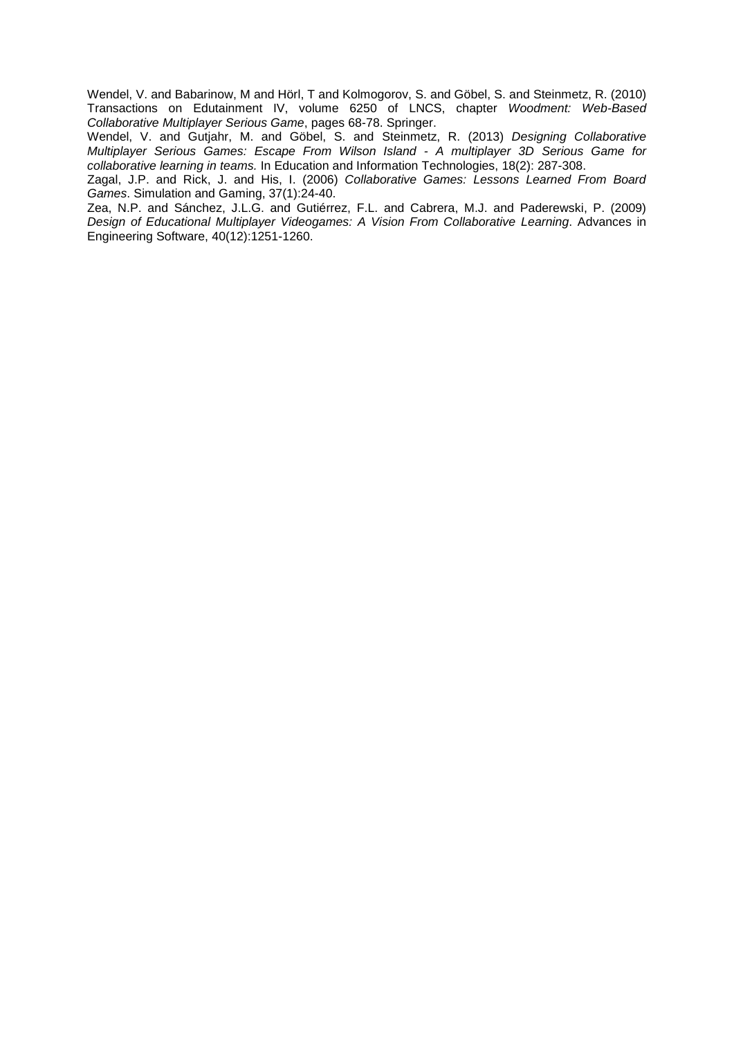Wendel, V. and Babarinow, M and Hörl, T and Kolmogorov, S. and Göbel, S. and Steinmetz, R. (2010) Transactions on Edutainment IV, volume 6250 of LNCS, chapter *Woodment: Web-Based Collaborative Multiplayer Serious Game*, pages 68-78. Springer.

Wendel, V. and Gutjahr, M. and Göbel, S. and Steinmetz, R. (2013) *Designing Collaborative Multiplayer Serious Games: Escape From Wilson Island - A multiplayer 3D Serious Game for collaborative learning in teams.* In Education and Information Technologies, 18(2): 287-308.

Zagal, J.P. and Rick, J. and His, I. (2006) *Collaborative Games: Lessons Learned From Board Games*. Simulation and Gaming, 37(1):24-40.

Zea, N.P. and Sánchez, J.L.G. and Gutiérrez, F.L. and Cabrera, M.J. and Paderewski, P. (2009) *Design of Educational Multiplayer Videogames: A Vision From Collaborative Learning*. Advances in Engineering Software, 40(12):1251-1260.